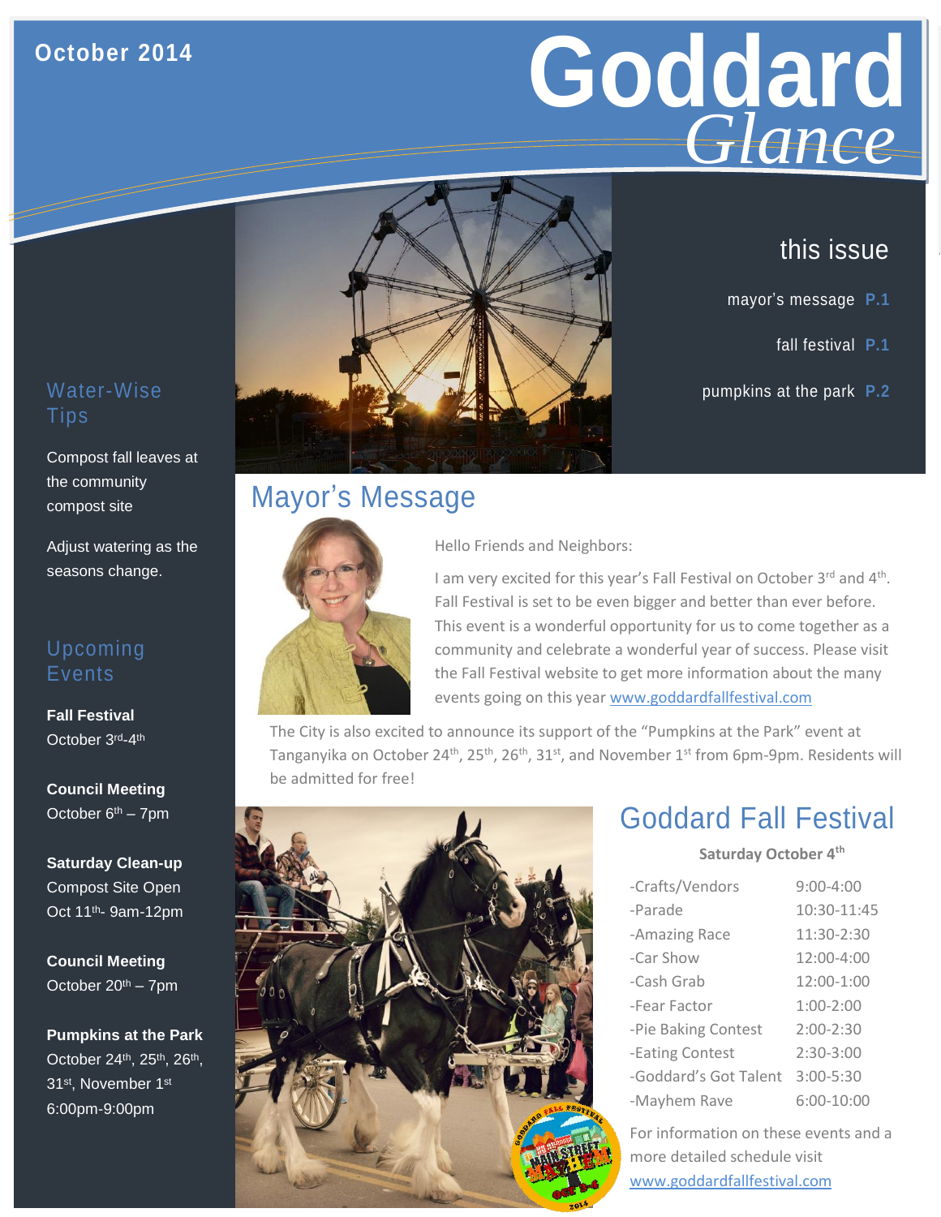October 2014

# Goddard *Glance*

## this issue

mayor's message **P.1**

fall festival **P.1**

pumpkins at the park **P.2**

## Water-Wise Tips

Compost fall leaves at the community compost site

Adjust watering as the seasons change.

## Upcoming Events

**Fall Festival**
October 3rd-4th

**Council Meeting**
October 6th – 7pm

**Saturday Clean-up**
Compost Site Open
Oct 11th- 9am-12pm

**Council Meeting**
October 20th – 7pm

**Pumpkins at the Park**
October 24th, 25th, 26th, 31st, November 1st
6:00pm-9:00pm

## Mayor's Message

Hello Friends and Neighbors:

I am very excited for this year's Fall Festival on October 3rd and 4th. Fall Festival is set to be even bigger and better than ever before. This event is a wonderful opportunity for us to come together as a community and celebrate a wonderful year of success. Please visit the Fall Festival website to get more information about the many events going on this year www.goddardfallfestival.com

The City is also excited to announce its support of the "Pumpkins at the Park" event at Tanganyika on October 24th, 25th, 26th, 31st, and November 1st from 6pm-9pm. Residents will be admitted for free!

## Goddard Fall Festival

**Saturday October 4th**

| | |
|---|---|
| -Crafts/Vendors | 9:00-4:00 |
| -Parade | 10:30-11:45 |
| -Amazing Race | 11:30-2:30 |
| -Car Show | 12:00-4:00 |
| -Cash Grab | 12:00-1:00 |
| -Fear Factor | 1:00-2:00 |
| -Pie Baking Contest | 2:00-2:30 |
| -Eating Contest | 2:30-3:00 |
| -Goddard's Got Talent | 3:00-5:30 |
| -Mayhem Rave | 6:00-10:00 |

For information on these events and a more detailed schedule visit www.goddardfallfestival.com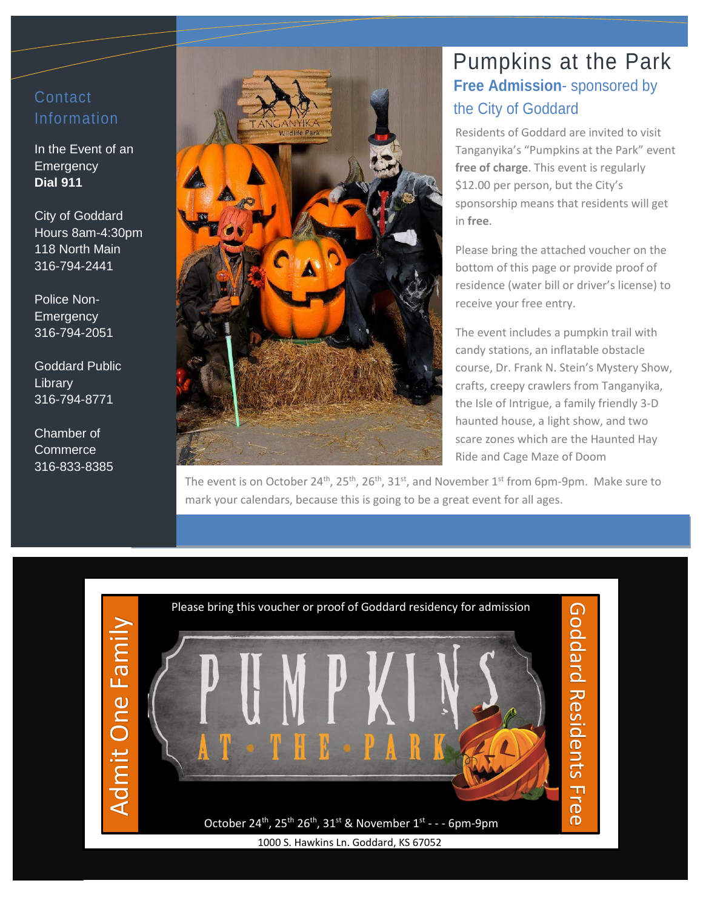## Contact Information

In the Event of an Emergency
**Dial 911**

City of Goddard
Hours 8am-4:30pm
118 North Main
316-794-2441

Police Non-Emergency
316-794-2051

Goddard Public Library
316-794-8771

Chamber of Commerce
316-833-8385

# Pumpkins at the Park

## **Free Admission**- sponsored by the City of Goddard

Residents of Goddard are invited to visit Tanganyika's "Pumpkins at the Park" event **free of charge**. This event is regularly $12.00 per person, but the City's sponsorship means that residents will get in **free**.

Please bring the attached voucher on the bottom of this page or provide proof of residence (water bill or driver's license) to receive your free entry.

The event includes a pumpkin trail with candy stations, an inflatable obstacle course, Dr. Frank N. Stein's Mystery Show, crafts, creepy crawlers from Tanganyika, the Isle of Intrigue, a family friendly 3-D haunted house, a light show, and two scare zones which are the Haunted Hay Ride and Cage Maze of Doom

The event is on October 24th, 25th, 26th, 31st, and November 1st from 6pm-9pm. Make sure to mark your calendars, because this is going to be a great event for all ages.

---

Admit One Family

Please bring this voucher or proof of Goddard residency for admission

PUMPKINS AT • THE • PARK

October 24th, 25th 26th, 31st & November 1st - - - 6pm-9pm

Goddard Residents Free

1000 S. Hawkins Ln. Goddard, KS 67052